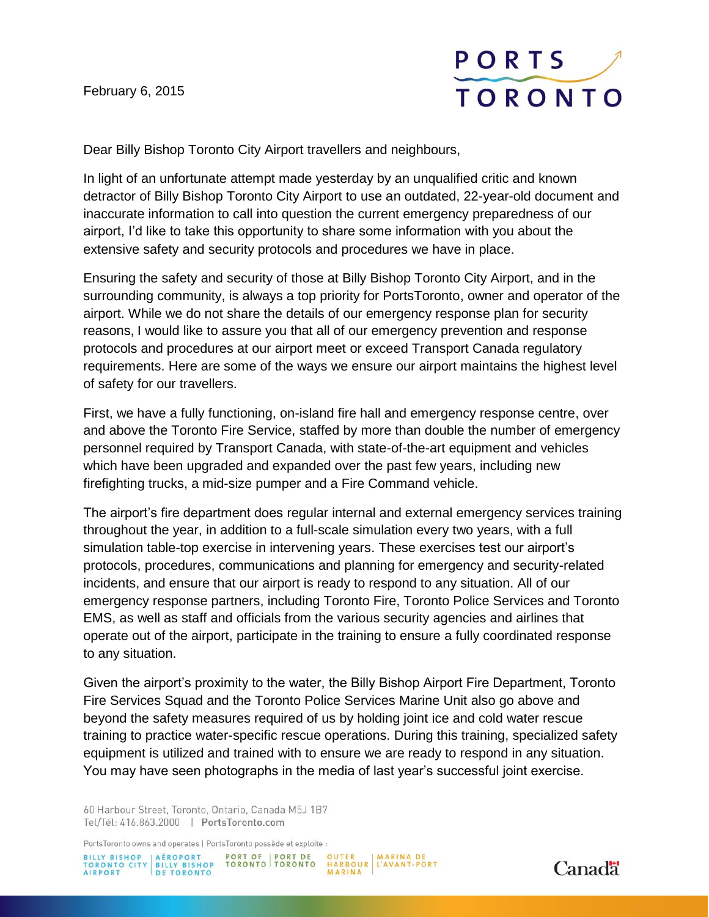February 6, 2015

PORTS TORONTO

Dear Billy Bishop Toronto City Airport travellers and neighbours,

In light of an unfortunate attempt made yesterday by an unqualified critic and known detractor of Billy Bishop Toronto City Airport to use an outdated, 22-year-old document and inaccurate information to call into question the current emergency preparedness of our airport, I'd like to take this opportunity to share some information with you about the extensive safety and security protocols and procedures we have in place.

Ensuring the safety and security of those at Billy Bishop Toronto City Airport, and in the surrounding community, is always a top priority for PortsToronto, owner and operator of the airport. While we do not share the details of our emergency response plan for security reasons, I would like to assure you that all of our emergency prevention and response protocols and procedures at our airport meet or exceed Transport Canada regulatory requirements. Here are some of the ways we ensure our airport maintains the highest level of safety for our travellers.

First, we have a fully functioning, on-island fire hall and emergency response centre, over and above the Toronto Fire Service, staffed by more than double the number of emergency personnel required by Transport Canada, with state-of-the-art equipment and vehicles which have been upgraded and expanded over the past few years, including new firefighting trucks, a mid-size pumper and a Fire Command vehicle.

The airport's fire department does regular internal and external emergency services training throughout the year, in addition to a full-scale simulation every two years, with a full simulation table-top exercise in intervening years. These exercises test our airport's protocols, procedures, communications and planning for emergency and security-related incidents, and ensure that our airport is ready to respond to any situation. All of our emergency response partners, including Toronto Fire, Toronto Police Services and Toronto EMS, as well as staff and officials from the various security agencies and airlines that operate out of the airport, participate in the training to ensure a fully coordinated response to any situation.

Given the airport's proximity to the water, the Billy Bishop Airport Fire Department, Toronto Fire Services Squad and the Toronto Police Services Marine Unit also go above and beyond the safety measures required of us by holding joint ice and cold water rescue training to practice water-specific rescue operations. During this training, specialized safety equipment is utilized and trained with to ensure we are ready to respond in any situation. You may have seen photographs in the media of last year's successful joint exercise.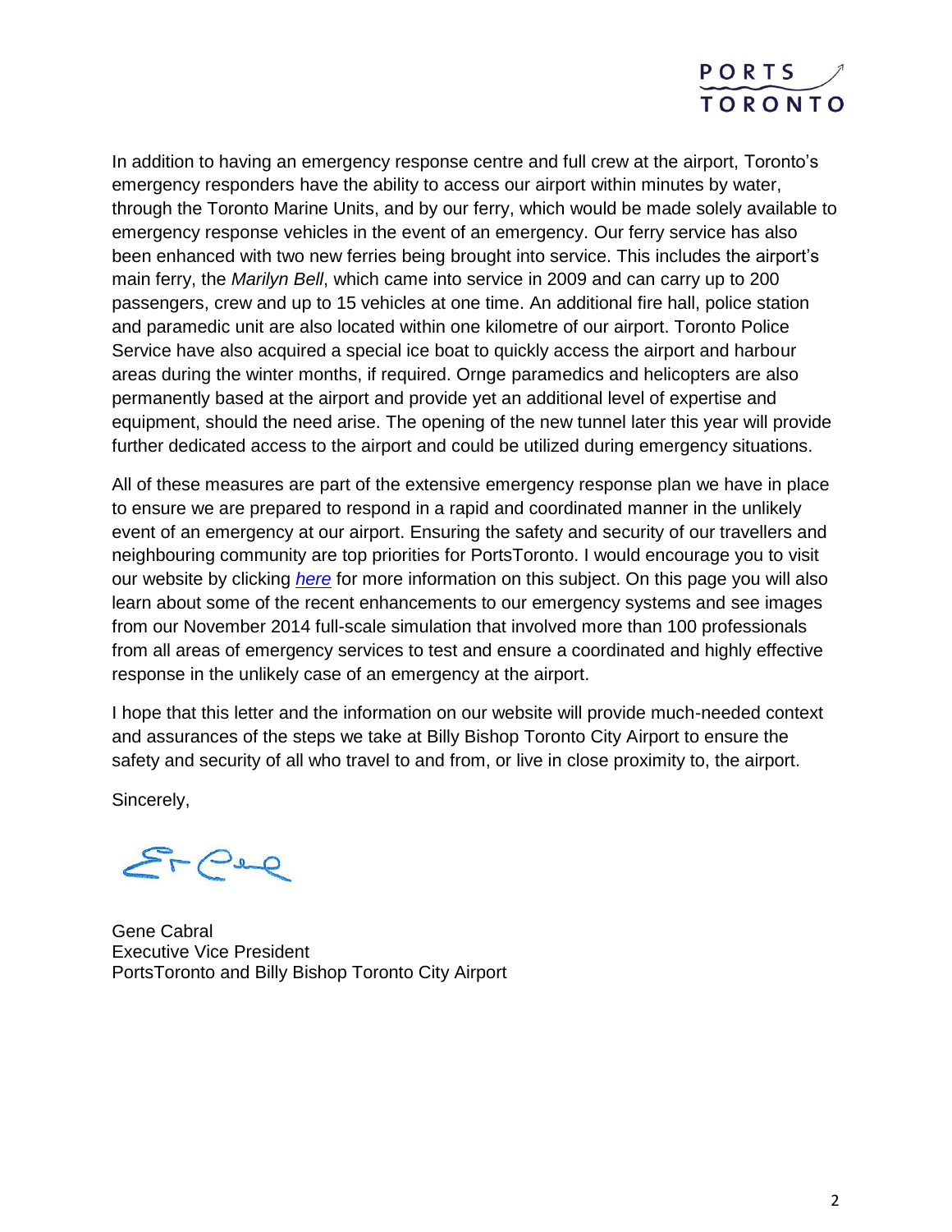In addition to having an emergency response centre and full crew at the airport, Toronto's emergency responders have the ability to access our airport within minutes by water, through the Toronto Marine Units, and by our ferry, which would be made solely available to emergency response vehicles in the event of an emergency. Our ferry service has also been enhanced with two new ferries being brought into service. This includes the airport's main ferry, the *Marilyn Bell*, which came into service in 2009 and can carry up to 200 passengers, crew and up to 15 vehicles at one time. An additional fire hall, police station and paramedic unit are also located within one kilometre of our airport. Toronto Police Service have also acquired a special ice boat to quickly access the airport and harbour areas during the winter months, if required. Ornge paramedics and helicopters are also permanently based at the airport and provide yet an additional level of expertise and equipment, should the need arise. The opening of the new tunnel later this year will provide further dedicated access to the airport and could be utilized during emergency situations.

All of these measures are part of the extensive emergency response plan we have in place to ensure we are prepared to respond in a rapid and coordinated manner in the unlikely event of an emergency at our airport. Ensuring the safety and security of our travellers and neighbouring community are top priorities for PortsToronto. I would encourage you to visit our website by clicking *here* for more information on this subject. On this page you will also learn about some of the recent enhancements to our emergency systems and see images from our November 2014 full-scale simulation that involved more than 100 professionals from all areas of emergency services to test and ensure a coordinated and highly effective response in the unlikely case of an emergency at the airport.

I hope that this letter and the information on our website will provide much-needed context and assurances of the steps we take at Billy Bishop Toronto City Airport to ensure the safety and security of all who travel to and from, or live in close proximity to, the airport.

Sincerely,

Gene Cabral
Executive Vice President
PortsToronto and Billy Bishop Toronto City Airport